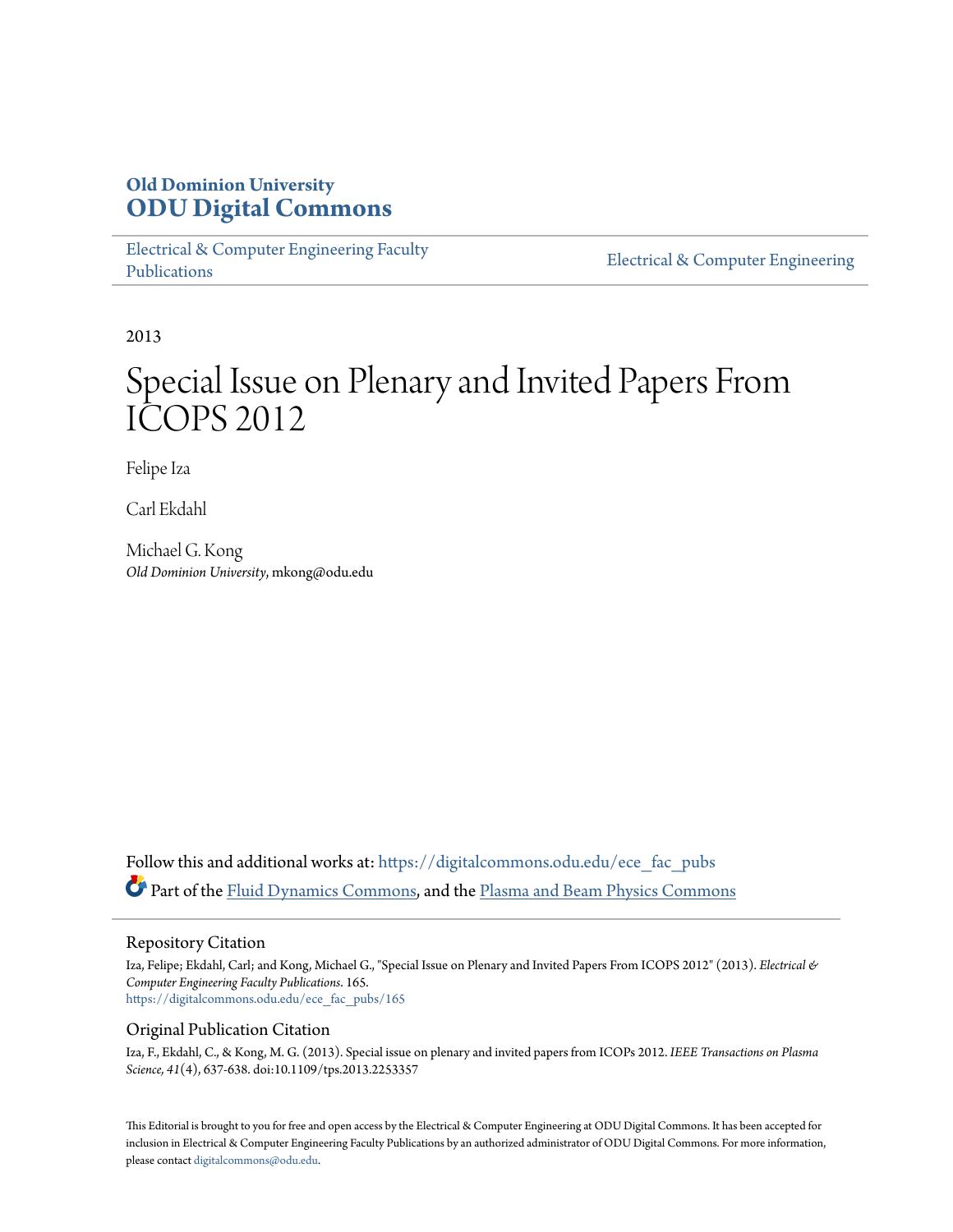**Old Dominion University**
**ODU Digital Commons**

Electrical & Computer Engineering Faculty Publications | Electrical & Computer Engineering

2013

# Special Issue on Plenary and Invited Papers From ICOPS 2012

Felipe Iza

Carl Ekdahl

Michael G. Kong
*Old Dominion University*, mkong@odu.edu

Follow this and additional works at: https://digitalcommons.odu.edu/ece_fac_pubs

Part of the Fluid Dynamics Commons, and the Plasma and Beam Physics Commons

## Repository Citation

Iza, Felipe; Ekdahl, Carl; and Kong, Michael G., "Special Issue on Plenary and Invited Papers From ICOPS 2012" (2013). *Electrical & Computer Engineering Faculty Publications*. 165.
https://digitalcommons.odu.edu/ece_fac_pubs/165

## Original Publication Citation

Iza, F., Ekdahl, C., & Kong, M. G. (2013). Special issue on plenary and invited papers from ICOPs 2012. *IEEE Transactions on Plasma Science, 41*(4), 637-638. doi:10.1109/tps.2013.2253357

This Editorial is brought to you for free and open access by the Electrical & Computer Engineering at ODU Digital Commons. It has been accepted for inclusion in Electrical & Computer Engineering Faculty Publications by an authorized administrator of ODU Digital Commons. For more information, please contact digitalcommons@odu.edu.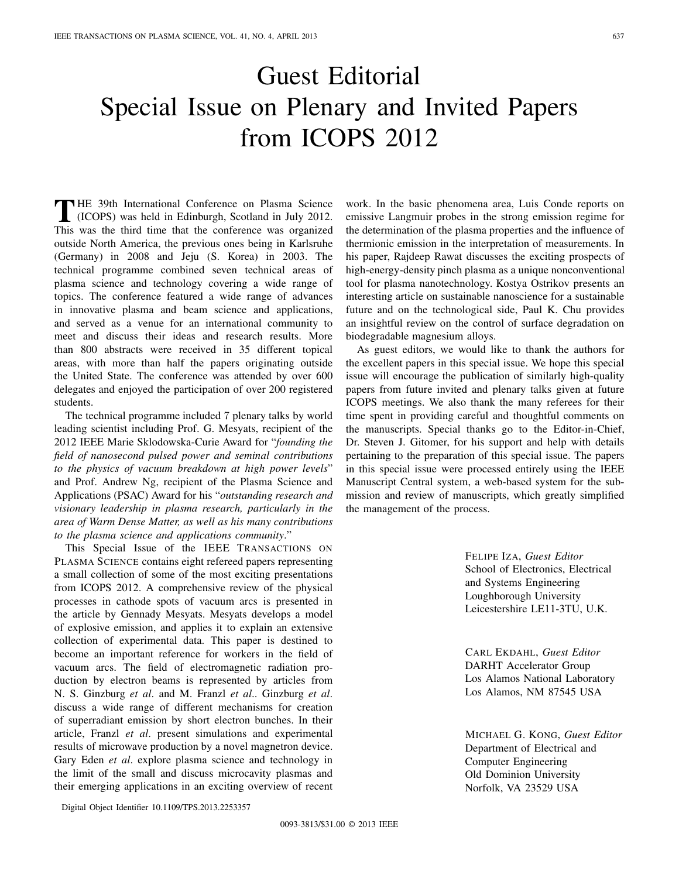# Guest Editorial
# Special Issue on Plenary and Invited Papers from ICOPS 2012

THE 39th International Conference on Plasma Science (ICOPS) was held in Edinburgh, Scotland in July 2012. This was the third time that the conference was organized outside North America, the previous ones being in Karlsruhe (Germany) in 2008 and Jeju (S. Korea) in 2003. The technical programme combined seven technical areas of plasma science and technology covering a wide range of topics. The conference featured a wide range of advances in innovative plasma and beam science and applications, and served as a venue for an international community to meet and discuss their ideas and research results. More than 800 abstracts were received in 35 different topical areas, with more than half the papers originating outside the United State. The conference was attended by over 600 delegates and enjoyed the participation of over 200 registered students.

The technical programme included 7 plenary talks by world leading scientist including Prof. G. Mesyats, recipient of the 2012 IEEE Marie Sklodowska-Curie Award for "*founding the field of nanosecond pulsed power and seminal contributions to the physics of vacuum breakdown at high power levels*" and Prof. Andrew Ng, recipient of the Plasma Science and Applications (PSAC) Award for his "*outstanding research and visionary leadership in plasma research, particularly in the area of Warm Dense Matter, as well as his many contributions to the plasma science and applications community*."

This Special Issue of the IEEE TRANSACTIONS ON PLASMA SCIENCE contains eight refereed papers representing a small collection of some of the most exciting presentations from ICOPS 2012. A comprehensive review of the physical processes in cathode spots of vacuum arcs is presented in the article by Gennady Mesyats. Mesyats develops a model of explosive emission, and applies it to explain an extensive collection of experimental data. This paper is destined to become an important reference for workers in the field of vacuum arcs. The field of electromagnetic radiation production by electron beams is represented by articles from N. S. Ginzburg *et al*. and M. Franzl *et al*.. Ginzburg *et al*. discuss a wide range of different mechanisms for creation of superradiant emission by short electron bunches. In their article, Franzl *et al*. present simulations and experimental results of microwave production by a novel magnetron device. Gary Eden *et al*. explore plasma science and technology in the limit of the small and discuss microcavity plasmas and their emerging applications in an exciting overview of recent work. In the basic phenomena area, Luis Conde reports on emissive Langmuir probes in the strong emission regime for the determination of the plasma properties and the influence of thermionic emission in the interpretation of measurements. In his paper, Rajdeep Rawat discusses the exciting prospects of high-energy-density pinch plasma as a unique nonconventional tool for plasma nanotechnology. Kostya Ostrikov presents an interesting article on sustainable nanoscience for a sustainable future and on the technological side, Paul K. Chu provides an insightful review on the control of surface degradation on biodegradable magnesium alloys.

As guest editors, we would like to thank the authors for the excellent papers in this special issue. We hope this special issue will encourage the publication of similarly high-quality papers from future invited and plenary talks given at future ICOPS meetings. We also thank the many referees for their time spent in providing careful and thoughtful comments on the manuscripts. Special thanks go to the Editor-in-Chief, Dr. Steven J. Gitomer, for his support and help with details pertaining to the preparation of this special issue. The papers in this special issue were processed entirely using the IEEE Manuscript Central system, a web-based system for the submission and review of manuscripts, which greatly simplified the management of the process.

FELIPE IZA, *Guest Editor*
School of Electronics, Electrical and Systems Engineering
Loughborough University
Leicestershire LE11-3TU, U.K.

CARL EKDAHL, *Guest Editor*
DARHT Accelerator Group
Los Alamos National Laboratory
Los Alamos, NM 87545 USA

MICHAEL G. KONG, *Guest Editor*
Department of Electrical and Computer Engineering
Old Dominion University
Norfolk, VA 23529 USA

Digital Object Identifier 10.1109/TPS.2013.2253357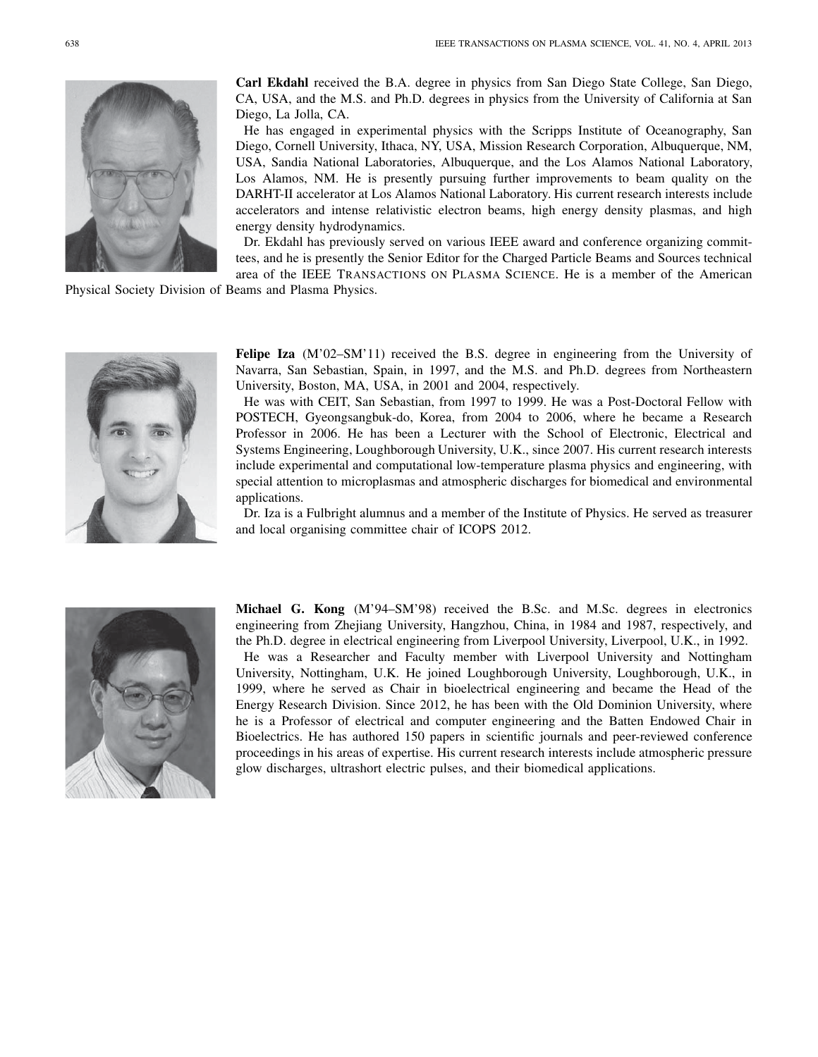**Carl Ekdahl** received the B.A. degree in physics from San Diego State College, San Diego, CA, USA, and the M.S. and Ph.D. degrees in physics from the University of California at San Diego, La Jolla, CA.

He has engaged in experimental physics with the Scripps Institute of Oceanography, San Diego, Cornell University, Ithaca, NY, USA, Mission Research Corporation, Albuquerque, NM, USA, Sandia National Laboratories, Albuquerque, and the Los Alamos National Laboratory, Los Alamos, NM. He is presently pursuing further improvements to beam quality on the DARHT-II accelerator at Los Alamos National Laboratory. His current research interests include accelerators and intense relativistic electron beams, high energy density plasmas, and high energy density hydrodynamics.

Dr. Ekdahl has previously served on various IEEE award and conference organizing committees, and he is presently the Senior Editor for the Charged Particle Beams and Sources technical area of the IEEE TRANSACTIONS ON PLASMA SCIENCE. He is a member of the American Physical Society Division of Beams and Plasma Physics.

**Felipe Iza** (M'02–SM'11) received the B.S. degree in engineering from the University of Navarra, San Sebastian, Spain, in 1997, and the M.S. and Ph.D. degrees from Northeastern University, Boston, MA, USA, in 2001 and 2004, respectively.

He was with CEIT, San Sebastian, from 1997 to 1999. He was a Post-Doctoral Fellow with POSTECH, Gyeongsangbuk-do, Korea, from 2004 to 2006, where he became a Research Professor in 2006. He has been a Lecturer with the School of Electronic, Electrical and Systems Engineering, Loughborough University, U.K., since 2007. His current research interests include experimental and computational low-temperature plasma physics and engineering, with special attention to microplasmas and atmospheric discharges for biomedical and environmental applications.

Dr. Iza is a Fulbright alumnus and a member of the Institute of Physics. He served as treasurer and local organising committee chair of ICOPS 2012.

**Michael G. Kong** (M'94–SM'98) received the B.Sc. and M.Sc. degrees in electronics engineering from Zhejiang University, Hangzhou, China, in 1984 and 1987, respectively, and the Ph.D. degree in electrical engineering from Liverpool University, Liverpool, U.K., in 1992.

He was a Researcher and Faculty member with Liverpool University and Nottingham University, Nottingham, U.K. He joined Loughborough University, Loughborough, U.K., in 1999, where he served as Chair in bioelectrical engineering and became the Head of the Energy Research Division. Since 2012, he has been with the Old Dominion University, where he is a Professor of electrical and computer engineering and the Batten Endowed Chair in Bioelectrics. He has authored 150 papers in scientific journals and peer-reviewed conference proceedings in his areas of expertise. His current research interests include atmospheric pressure glow discharges, ultrashort electric pulses, and their biomedical applications.